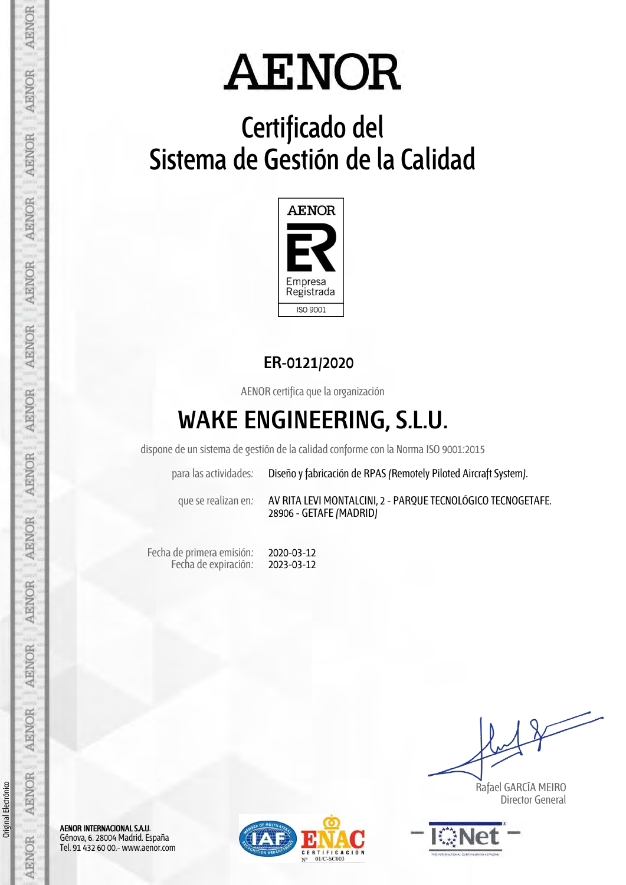# AENOR

## Certificado del Sistema de Gestión de la Calidad

AENOR

Empresa Registrada

ISO 9001

**ER-0121/2020**

AENOR certifica que la organización

# WAKE ENGINEERING, S.L.U.

dispone de un sistema de gestión de la calidad conforme con la Norma ISO 9001:2015

| | |
|---|---|
| para las actividades: | Diseño y fabricación de RPAS (Remotely Piloted Aircraft System). |
| que se realizan en: | AV RITA LEVI MONTALCINI, 2 - PARQUE TECNOLÓGICO TECNOGETAFE. 28906 - GETAFE (MADRID) |

| | |
|---|---|
| Fecha de primera emisión: | 2020-03-12 |
| Fecha de expiración: | 2023-03-12 |

Rafael GARCÍA MEIRO
Director General

**AENOR INTERNACIONAL S.A.U.**
Génova, 6. 28004 Madrid. España
Tel. 91 432 60 00.- www.aenor.com

ENAC CERTIFICACIÓN Nº 01/C-SC003

Original Electrónico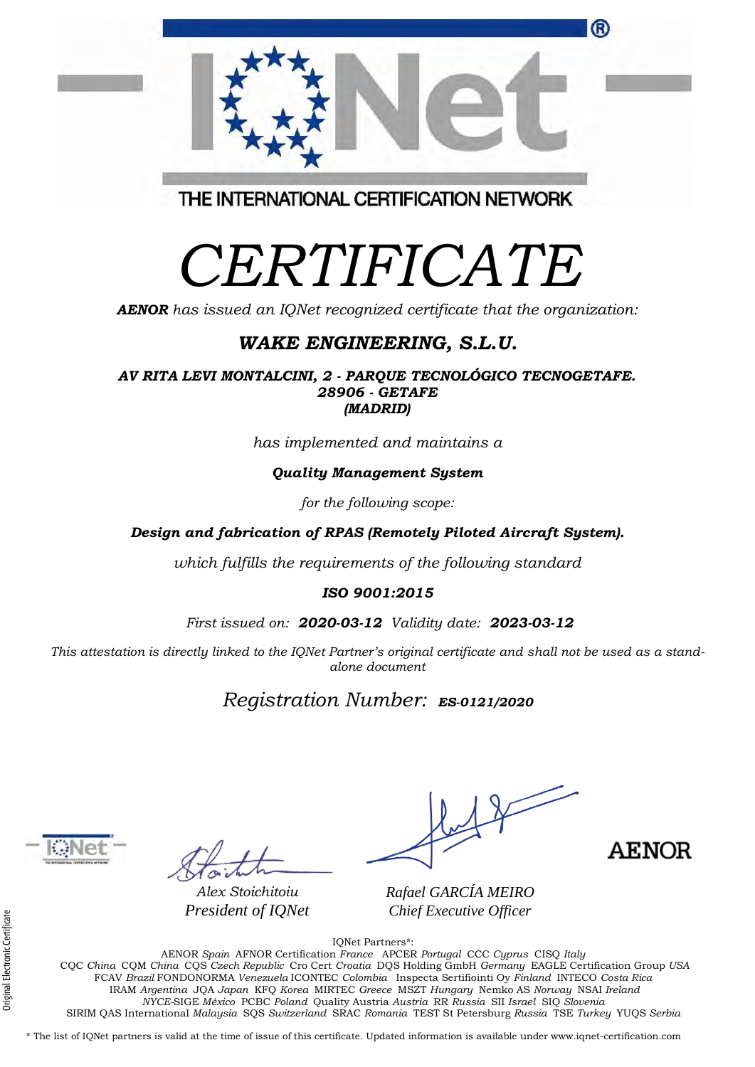THE INTERNATIONAL CERTIFICATION NETWORK

# CERTIFICATE

***AENOR*** *has issued an IQNet recognized certificate that the organization:*

## *WAKE ENGINEERING, S.L.U.*

***AV RITA LEVI MONTALCINI, 2 - PARQUE TECNOLÓGICO TECNOGETAFE.***
***28906 - GETAFE***
***(MADRID)***

*has implemented and maintains a*

***Quality Management System***

*for the following scope:*

***Design and fabrication of RPAS (Remotely Piloted Aircraft System).***

*which fulfills the requirements of the following standard*

***ISO 9001:2015***

*First issued on:* ***2020-03-12*** *Validity date:* ***2023-03-12***

*This attestation is directly linked to the IQNet Partner's original certificate and shall not be used as a stand-alone document*

*Registration Number:* ***ES-0121/2020***

*Alex Stoichitoiu*
*President of IQNet*

*Rafael GARCÍA MEIRO*
*Chief Executive Officer*

AENOR

Original Electronic Certificate

IQNet Partners*:

AENOR *Spain* AFNOR Certification *France* APCER *Portugal* CCC *Cyprus* CISQ *Italy*
CQC *China* CQM *China* CQS *Czech Republic* Cro Cert *Croatia* DQS Holding GmbH *Germany* EAGLE Certification Group *USA*
FCAV *Brazil* FONDONORMA *Venezuela* ICONTEC *Colombia* Inspecta Sertifiointi Oy *Finland* INTECO *Costa Rica*
IRAM *Argentina* JQA *Japan* KFQ *Korea* MIRTEC *Greece* MSZT *Hungary* Nemko AS *Norway* NSAI *Ireland*
*NYCE*-SIGE *México* PCBC *Poland* Quality Austria *Austria* RR *Russia* SII *Israel* SIQ *Slovenia*
SIRIM QAS International *Malaysia* SQS *Switzerland* SRAC *Romania* TEST St Petersburg *Russia* TSE *Turkey* YUQS *Serbia*

* The list of IQNet partners is valid at the time of issue of this certificate. Updated information is available under www.iqnet-certification.com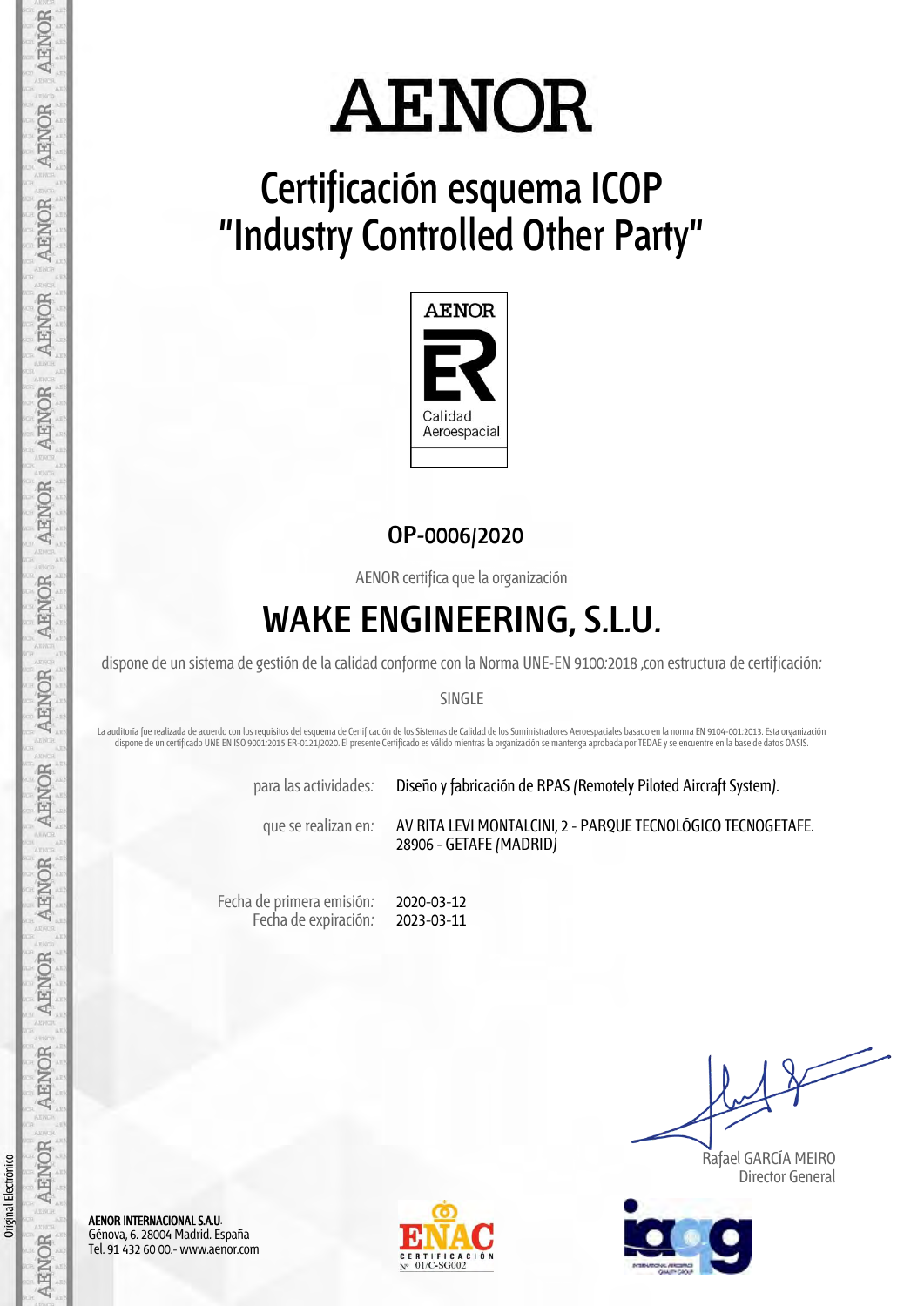# AENOR

## Certificación esquema ICOP "Industry Controlled Other Party"

AENOR

Calidad Aeroespacial

**OP-0006/2020**

AENOR certifica que la organización

# WAKE ENGINEERING, S.L.U.

dispone de un sistema de gestión de la calidad conforme con la Norma UNE-EN 9100:2018 ,con estructura de certificación:

SINGLE

La auditoría fue realizada de acuerdo con los requisitos del esquema de Certificación de los Sistemas de Calidad de los Suministradores Aeroespaciales basado en la norma EN 9104-001:2013. Esta organización dispone de un certificado UNE EN ISO 9001:2015 ER-0121/2020. El presente Certificado es válido mientras la organización se mantenga aprobada por TEDAE y se encuentre en la base de datos OASIS.

| | |
|---|---|
| para las actividades: | Diseño y fabricación de RPAS (Remotely Piloted Aircraft System). |
| que se realizan en: | AV RITA LEVI MONTALCINI, 2 - PARQUE TECNOLÓGICO TECNOGETAFE. 28906 - GETAFE (MADRID) |

| | |
|---|---|
| Fecha de primera emisión: | 2020-03-12 |
| Fecha de expiración: | 2023-03-11 |

Rafael GARCÍA MEIRO
Director General

**AENOR INTERNACIONAL S.A.U.**
Génova, 6. 28004 Madrid. España
Tel. 91 432 60 00.- www.aenor.com

ENAC CERTIFICACIÓN Nº 01/C-SG002

Original Electrónico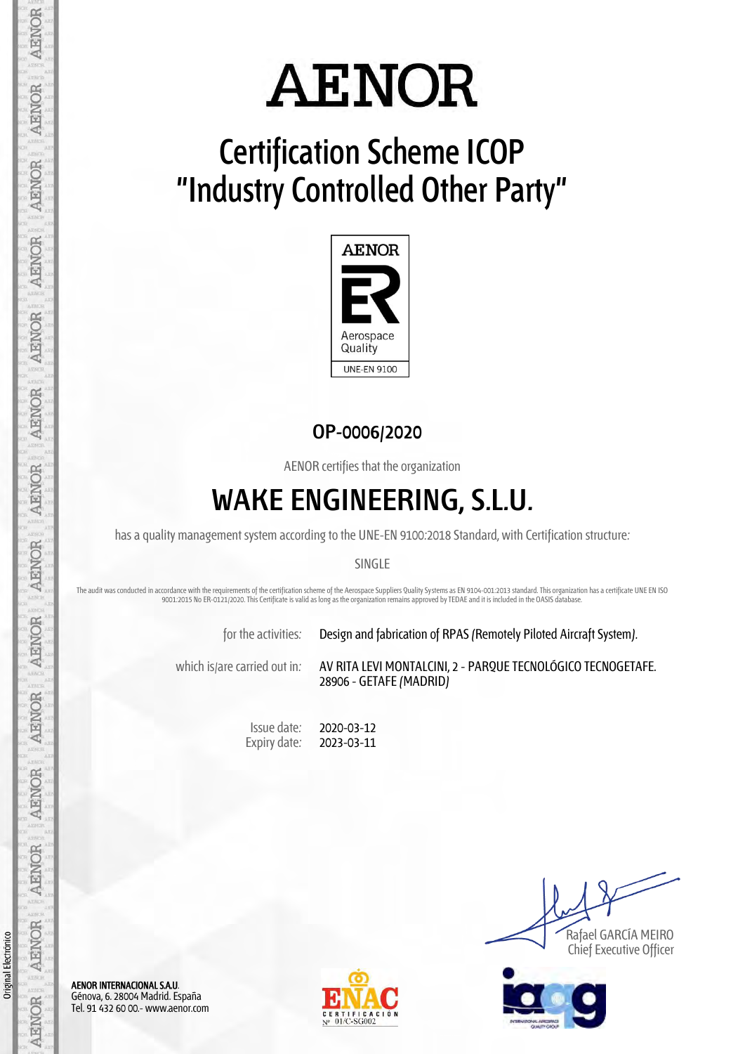# AENOR

## Certification Scheme ICOP "Industry Controlled Other Party"

AENOR
Aerospace Quality
UNE-EN 9100

### OP-0006/2020

AENOR certifies that the organization

## WAKE ENGINEERING, S.L.U.

has a quality management system according to the UNE-EN 9100:2018 Standard, with Certification structure:

SINGLE

The audit was conducted in accordance with the requirements of the certification scheme of the Aerospace Suppliers Quality Systems as EN 9104-001:2013 standard. This organization has a certificate UNE EN ISO 9001:2015 No ER-0121/2020. This Certificate is valid as long as the organization remains approved by TEDAE and it is included in the OASIS database.

| | |
|---|---|
| for the activities: | Design and fabrication of RPAS (Remotely Piloted Aircraft System). |
| which is/are carried out in: | AV RITA LEVI MONTALCINI, 2 - PARQUE TECNOLÓGICO TECNOGETAFE. 28906 - GETAFE (MADRID) |
| Issue date: | 2020-03-12 |
| Expiry date: | 2023-03-11 |

Rafael GARCÍA MEIRO
Chief Executive Officer

**AENOR INTERNACIONAL S.A.U.**
Génova, 6. 28004 Madrid. España
Tel. 91 432 60 00.- www.aenor.com

ENAC CERTIFICACIÓN Nº 01/C-SG002

Original Electrónico